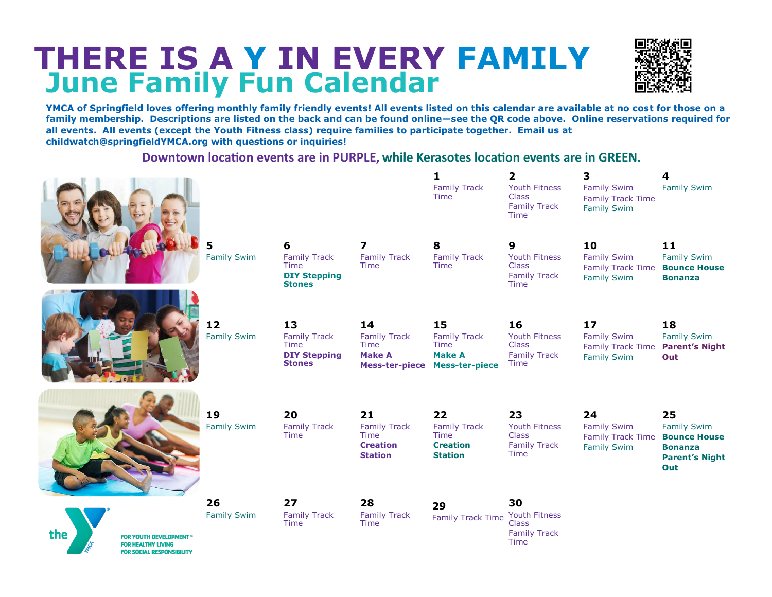# THERE IS A Y IN EVERY FAMILY

## June Family Fun Calendar

**YMCA of Springfield loves offering monthly family friendly events! All events listed on this calendar are available at no cost for those on a family membership. Descriptions are listed on the back and can be found online—see the QR code above. Online reservations required for all events. All events (except the Youth Fitness class) require families to participate together. Email us at childwatch@springfieldYMCA.org with questions or inquiries!**

**Downtown location events are in PURPLE, while Kerasotes location events are in GREEN.**

| | | | | | | |
|---|---|---|---|---|---|---|
| | | | **1** Family Track Time | **2** Youth Fitness Class; Family Track Time | **3** Family Swim; Family Track Time; Family Swim | **4** Family Swim |
| **5** Family Swim | **6** Family Track Time; **DIY Stepping Stones** | **7** Family Track Time | **8** Family Track Time | **9** Youth Fitness Class; Family Track Time | **10** Family Swim; Family Track Time; Family Swim | **11** Family Swim; **Bounce House Bonanza** |
| **12** Family Swim | **13** Family Track Time; **DIY Stepping Stones** | **14** Family Track Time; **Make A Mess-ter-piece** | **15** Family Track Time; **Make A Mess-ter-piece** | **16** Youth Fitness Class; Family Track Time | **17** Family Swim; Family Track Time; Family Swim | **18** Family Swim; **Parent's Night Out** |
| **19** Family Swim | **20** Family Track Time | **21** Family Track Time; **Creation Station** | **22** Family Track Time; **Creation Station** | **23** Youth Fitness Class; Family Track Time | **24** Family Swim; Family Track Time; Family Swim | **25** Family Swim; **Bounce House Bonanza**; **Parent's Night Out** |
| **26** Family Swim | **27** Family Track Time | **28** Family Track Time | **29** Family Track Time | **30** Youth Fitness Class; Family Track Time | | |

the YMCA

FOR YOUTH DEVELOPMENT®
FOR HEALTHY LIVING
FOR SOCIAL RESPONSIBILITY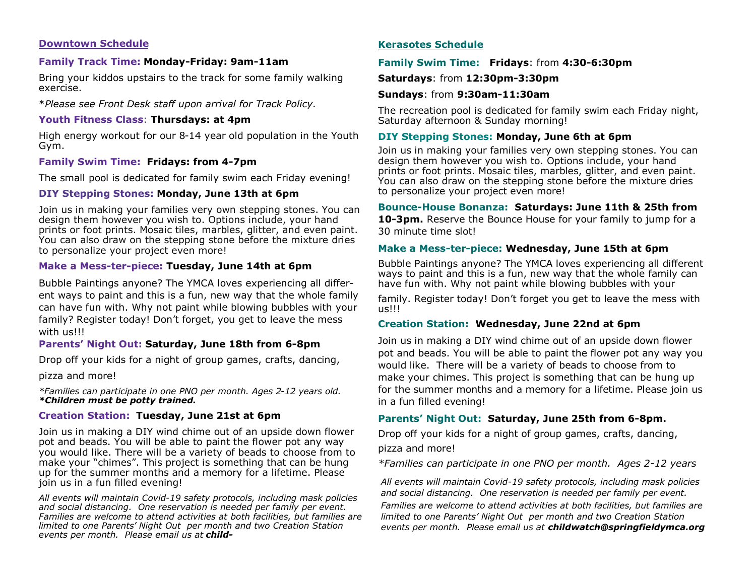## Downtown Schedule

**Family Track Time:** **Monday-Friday: 9am-11am**

Bring your kiddos upstairs to the track for some family walking exercise.

\**Please see Front Desk staff upon arrival for Track Policy.*

**Youth Fitness Class**: **Thursdays: at 4pm**

High energy workout for our 8-14 year old population in the Youth Gym.

**Family Swim Time:** **Fridays: from 4-7pm**

The small pool is dedicated for family swim each Friday evening!

**DIY Stepping Stones:** **Monday, June 13th at 6pm**

Join us in making your families very own stepping stones. You can design them however you wish to. Options include, your hand prints or foot prints. Mosaic tiles, marbles, glitter, and even paint. You can also draw on the stepping stone before the mixture dries to personalize your project even more!

**Make a Mess-ter-piece:** **Tuesday, June 14th at 6pm**

Bubble Paintings anyone? The YMCA loves experiencing all different ways to paint and this is a fun, new way that the whole family can have fun with. Why not paint while blowing bubbles with your family? Register today! Don't forget, you get to leave the mess with us!!!

**Parents' Night Out:** **Saturday, June 18th from 6-8pm**

Drop off your kids for a night of group games, crafts, dancing, pizza and more!

*\*Families can participate in one PNO per month. Ages 2-12 years old.*
***\*Children must be potty trained.***

**Creation Station:** **Tuesday, June 21st at 6pm**

Join us in making a DIY wind chime out of an upside down flower pot and beads. You will be able to paint the flower pot any way you would like. There will be a variety of beads to choose from to make your "chimes". This project is something that can be hung up for the summer months and a memory for a lifetime. Please join us in a fun filled evening!

*All events will maintain Covid-19 safety protocols, including mask policies and social distancing. One reservation is needed per family per event. Families are welcome to attend activities at both facilities, but families are limited to one Parents' Night Out per month and two Creation Station events per month. Please email us at* ***child-***

## Kerasotes Schedule

**Family Swim Time:** **Fridays**: from **4:30-6:30pm**

**Saturdays**: from **12:30pm-3:30pm**

**Sundays**: from **9:30am-11:30am**

The recreation pool is dedicated for family swim each Friday night, Saturday afternoon & Sunday morning!

**DIY Stepping Stones:** **Monday, June 6th at 6pm**

Join us in making your families very own stepping stones. You can design them however you wish to. Options include, your hand prints or foot prints. Mosaic tiles, marbles, glitter, and even paint. You can also draw on the stepping stone before the mixture dries to personalize your project even more!

**Bounce-House Bonanza:** **Saturdays: June 11th & 25th from 10-3pm.** Reserve the Bounce House for your family to jump for a 30 minute time slot!

**Make a Mess-ter-piece:** **Wednesday, June 15th at 6pm**

Bubble Paintings anyone? The YMCA loves experiencing all different ways to paint and this is a fun, new way that the whole family can have fun with. Why not paint while blowing bubbles with your family. Register today! Don't forget you get to leave the mess with us!!!

**Creation Station:** **Wednesday, June 22nd at 6pm**

Join us in making a DIY wind chime out of an upside down flower pot and beads. You will be able to paint the flower pot any way you would like. There will be a variety of beads to choose from to make your chimes. This project is something that can be hung up for the summer months and a memory for a lifetime. Please join us in a fun filled evening!

**Parents' Night Out:** **Saturday, June 25th from 6-8pm.**

Drop off your kids for a night of group games, crafts, dancing, pizza and more!

*\*Families can participate in one PNO per month. Ages 2-12 years*

*All events will maintain Covid-19 safety protocols, including mask policies and social distancing. One reservation is needed per family per event. Families are welcome to attend activities at both facilities, but families are limited to one Parents' Night Out per month and two Creation Station events per month. Please email us at* ***childwatch@springfieldymca.org***